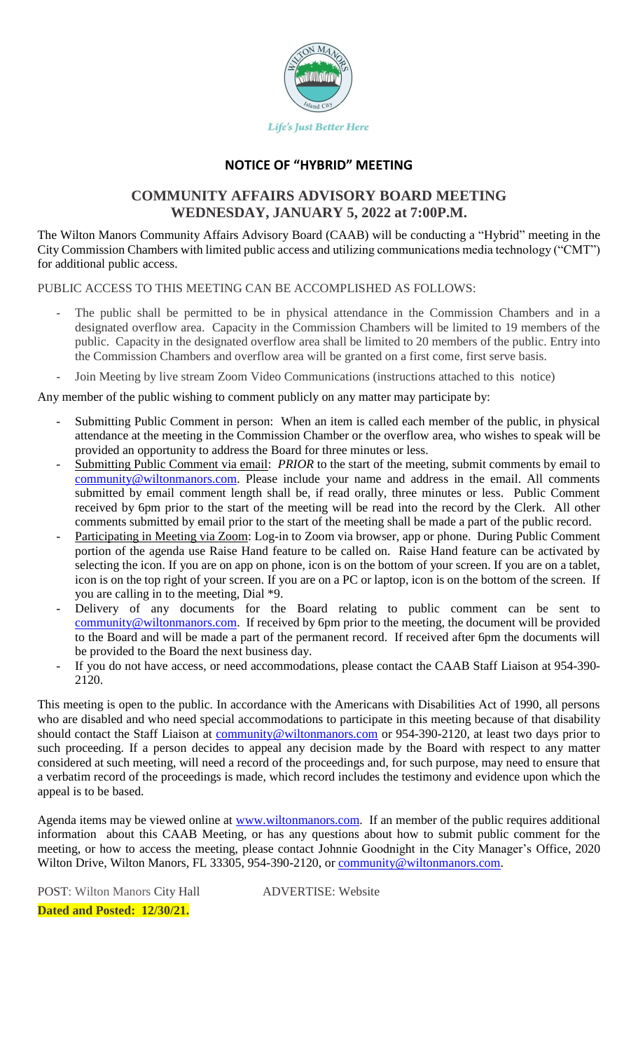*Life's Just Better Here*

## NOTICE OF "HYBRID" MEETING

## COMMUNITY AFFAIRS ADVISORY BOARD MEETING
## WEDNESDAY, JANUARY 5, 2022 at 7:00P.M.

The Wilton Manors Community Affairs Advisory Board (CAAB) will be conducting a "Hybrid" meeting in the City Commission Chambers with limited public access and utilizing communications media technology ("CMT") for additional public access.

PUBLIC ACCESS TO THIS MEETING CAN BE ACCOMPLISHED AS FOLLOWS:

- The public shall be permitted to be in physical attendance in the Commission Chambers and in a designated overflow area. Capacity in the Commission Chambers will be limited to 19 members of the public. Capacity in the designated overflow area shall be limited to 20 members of the public. Entry into the Commission Chambers and overflow area will be granted on a first come, first serve basis.
- Join Meeting by live stream Zoom Video Communications (instructions attached to this notice)

Any member of the public wishing to comment publicly on any matter may participate by:

- Submitting Public Comment in person: When an item is called each member of the public, in physical attendance at the meeting in the Commission Chamber or the overflow area, who wishes to speak will be provided an opportunity to address the Board for three minutes or less.
- Submitting Public Comment via email: *PRIOR* to the start of the meeting, submit comments by email to community@wiltonmanors.com. Please include your name and address in the email. All comments submitted by email comment length shall be, if read orally, three minutes or less. Public Comment received by 6pm prior to the start of the meeting will be read into the record by the Clerk. All other comments submitted by email prior to the start of the meeting shall be made a part of the public record.
- Participating in Meeting via Zoom: Log-in to Zoom via browser, app or phone. During Public Comment portion of the agenda use Raise Hand feature to be called on. Raise Hand feature can be activated by selecting the icon. If you are on app on phone, icon is on the bottom of your screen. If you are on a tablet, icon is on the top right of your screen. If you are on a PC or laptop, icon is on the bottom of the screen. If you are calling in to the meeting, Dial *9.
- Delivery of any documents for the Board relating to public comment can be sent to community@wiltonmanors.com. If received by 6pm prior to the meeting, the document will be provided to the Board and will be made a part of the permanent record. If received after 6pm the documents will be provided to the Board the next business day.
- If you do not have access, or need accommodations, please contact the CAAB Staff Liaison at 954-390-2120.

This meeting is open to the public. In accordance with the Americans with Disabilities Act of 1990, all persons who are disabled and who need special accommodations to participate in this meeting because of that disability should contact the Staff Liaison at community@wiltonmanors.com or 954-390-2120, at least two days prior to such proceeding. If a person decides to appeal any decision made by the Board with respect to any matter considered at such meeting, will need a record of the proceedings and, for such purpose, may need to ensure that a verbatim record of the proceedings is made, which record includes the testimony and evidence upon which the appeal is to be based.

Agenda items may be viewed online at www.wiltonmanors.com. If an member of the public requires additional information about this CAAB Meeting, or has any questions about how to submit public comment for the meeting, or how to access the meeting, please contact Johnnie Goodnight in the City Manager's Office, 2020 Wilton Drive, Wilton Manors, FL 33305, 954-390-2120, or community@wiltonmanors.com.

POST: Wilton Manors City Hall ADVERTISE: Website

**Dated and Posted: 12/30/21.**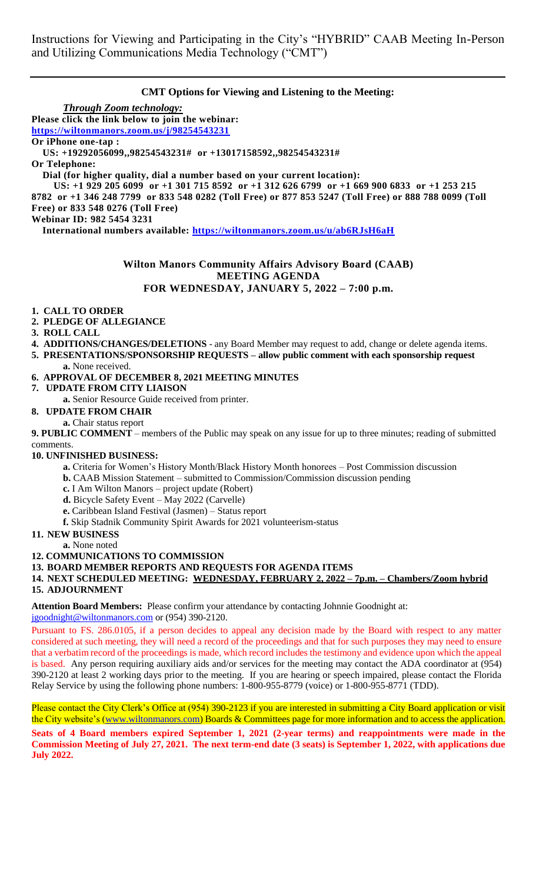Instructions for Viewing and Participating in the City's "HYBRID" CAAB Meeting In-Person and Utilizing Communications Media Technology ("CMT")

---

**CMT Options for Viewing and Listening to the Meeting:**

***Through Zoom technology:***

**Please click the link below to join the webinar:**
**https://wiltonmanors.zoom.us/j/98254543231**
**Or iPhone one-tap :**
**US: +19292056099,,98254543231# or +13017158592,,98254543231#**
**Or Telephone:**
**Dial (for higher quality, dial a number based on your current location):**
**US: +1 929 205 6099 or +1 301 715 8592 or +1 312 626 6799 or +1 669 900 6833 or +1 253 215 8782 or +1 346 248 7799 or 833 548 0282 (Toll Free) or 877 853 5247 (Toll Free) or 888 788 0099 (Toll Free) or 833 548 0276 (Toll Free)**
**Webinar ID: 982 5454 3231**
**International numbers available: https://wiltonmanors.zoom.us/u/ab6RJsH6aH**

**Wilton Manors Community Affairs Advisory Board (CAAB)**
**MEETING AGENDA**
**FOR WEDNESDAY, JANUARY 5, 2022 – 7:00 p.m.**

**1. CALL TO ORDER**
**2. PLEDGE OF ALLEGIANCE**
**3. ROLL CALL**
**4. ADDITIONS/CHANGES/DELETIONS** - any Board Member may request to add, change or delete agenda items.
**5. PRESENTATIONS/SPONSORSHIP REQUESTS – allow public comment with each sponsorship request**
   **a.** None received.
**6. APPROVAL OF DECEMBER 8, 2021 MEETING MINUTES**
**7. UPDATE FROM CITY LIAISON**
   **a.** Senior Resource Guide received from printer.
**8. UPDATE FROM CHAIR**
   **a.** Chair status report
**9. PUBLIC COMMENT** – members of the Public may speak on any issue for up to three minutes; reading of submitted comments.
**10. UNFINISHED BUSINESS:**
   **a.** Criteria for Women's History Month/Black History Month honorees – Post Commission discussion
   **b.** CAAB Mission Statement – submitted to Commission/Commission discussion pending
   **c.** I Am Wilton Manors – project update (Robert)
   **d.** Bicycle Safety Event – May 2022 (Carvelle)
   **e.** Caribbean Island Festival (Jasmen) – Status report
   **f.** Skip Stadnik Community Spirit Awards for 2021 volunteerism-status
**11. NEW BUSINESS**
   **a.** None noted
**12. COMMUNICATIONS TO COMMISSION**
**13. BOARD MEMBER REPORTS AND REQUESTS FOR AGENDA ITEMS**
**14. NEXT SCHEDULED MEETING: WEDNESDAY, FEBRUARY 2, 2022 – 7p.m. – Chambers/Zoom hybrid**
**15. ADJOURNMENT**

**Attention Board Members:** Please confirm your attendance by contacting Johnnie Goodnight at: jgoodnight@wiltonmanors.com or (954) 390-2120.

Pursuant to FS. 286.0105, if a person decides to appeal any decision made by the Board with respect to any matter considered at such meeting, they will need a record of the proceedings and that for such purposes they may need to ensure that a verbatim record of the proceedings is made, which record includes the testimony and evidence upon which the appeal is based. Any person requiring auxiliary aids and/or services for the meeting may contact the ADA coordinator at (954) 390-2120 at least 2 working days prior to the meeting. If you are hearing or speech impaired, please contact the Florida Relay Service by using the following phone numbers: 1-800-955-8779 (voice) or 1-800-955-8771 (TDD).

Please contact the City Clerk's Office at (954) 390-2123 if you are interested in submitting a City Board application or visit the City website's (www.wiltonmanors.com) Boards & Committees page for more information and to access the application.

**Seats of 4 Board members expired September 1, 2021 (2-year terms) and reappointments were made in the Commission Meeting of July 27, 2021. The next term-end date (3 seats) is September 1, 2022, with applications due July 2022.**